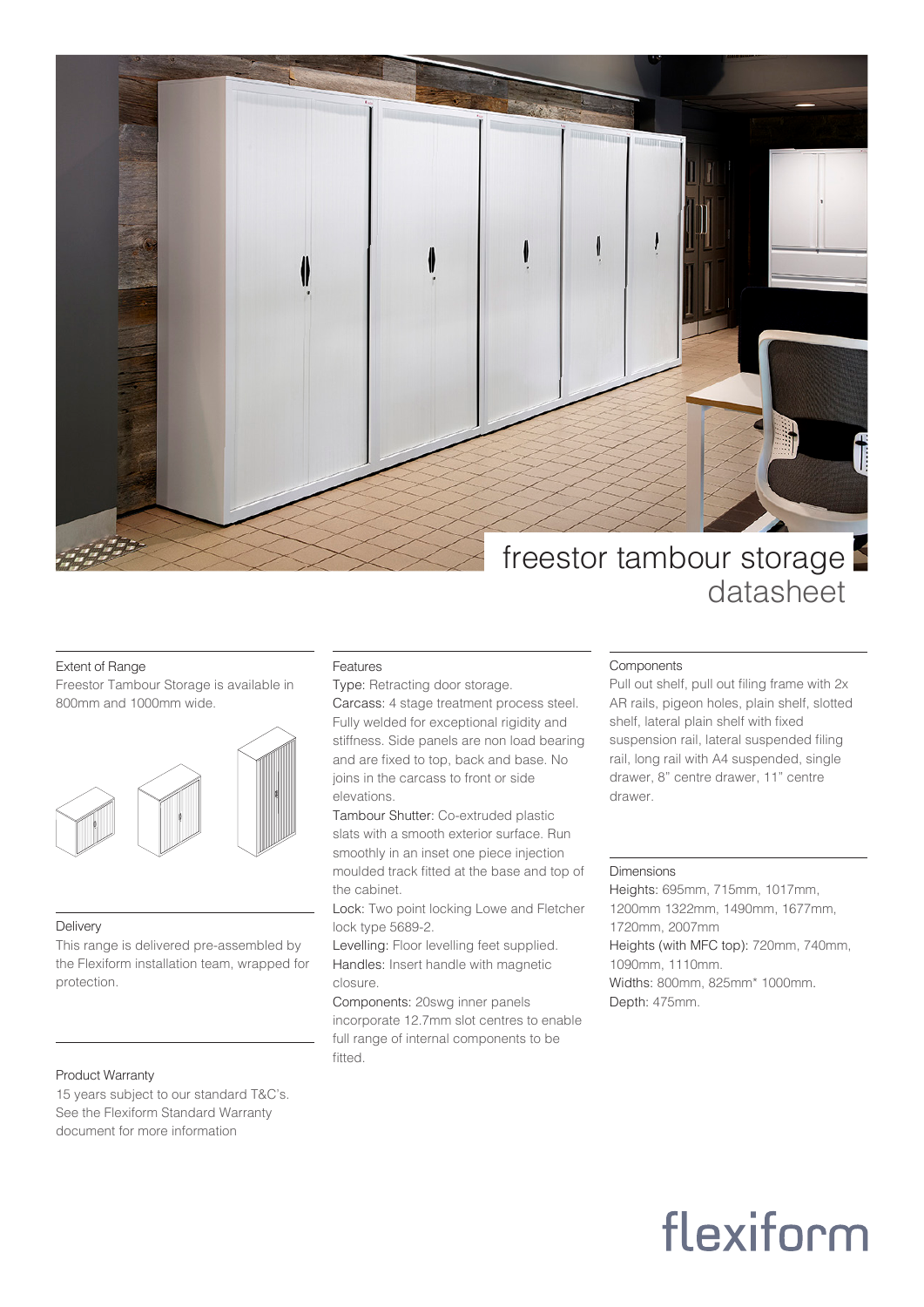# freestor tambour storage
## datasheet

### Extent of Range

Freestor Tambour Storage is available in 800mm and 1000mm wide.

### Delivery

This range is delivered pre-assembled by the Flexiform installation team, wrapped for protection.

### Product Warranty

15 years subject to our standard T&C's. See the Flexiform Standard Warranty document for more information

### Features

Type: Retracting door storage.

Carcass: 4 stage treatment process steel. Fully welded for exceptional rigidity and stiffness. Side panels are non load bearing and are fixed to top, back and base. No joins in the carcass to front or side elevations.

Tambour Shutter: Co-extruded plastic slats with a smooth exterior surface. Run smoothly in an inset one piece injection moulded track fitted at the base and top of the cabinet.

Lock: Two point locking Lowe and Fletcher lock type 5689-2.

Levelling: Floor levelling feet supplied.

Handles: Insert handle with magnetic closure.

Components: 20swg inner panels incorporate 12.7mm slot centres to enable full range of internal components to be fitted.

### Components

Pull out shelf, pull out filing frame with 2x AR rails, pigeon holes, plain shelf, slotted shelf, lateral plain shelf with fixed suspension rail, lateral suspended filing rail, long rail with A4 suspended, single drawer, 8" centre drawer, 11" centre drawer.

### Dimensions

Heights: 695mm, 715mm, 1017mm, 1200mm 1322mm, 1490mm, 1677mm, 1720mm, 2007mm

Heights (with MFC top): 720mm, 740mm, 1090mm, 1110mm.

Widths: 800mm, 825mm* 1000mm.

Depth: 475mm.

flexiform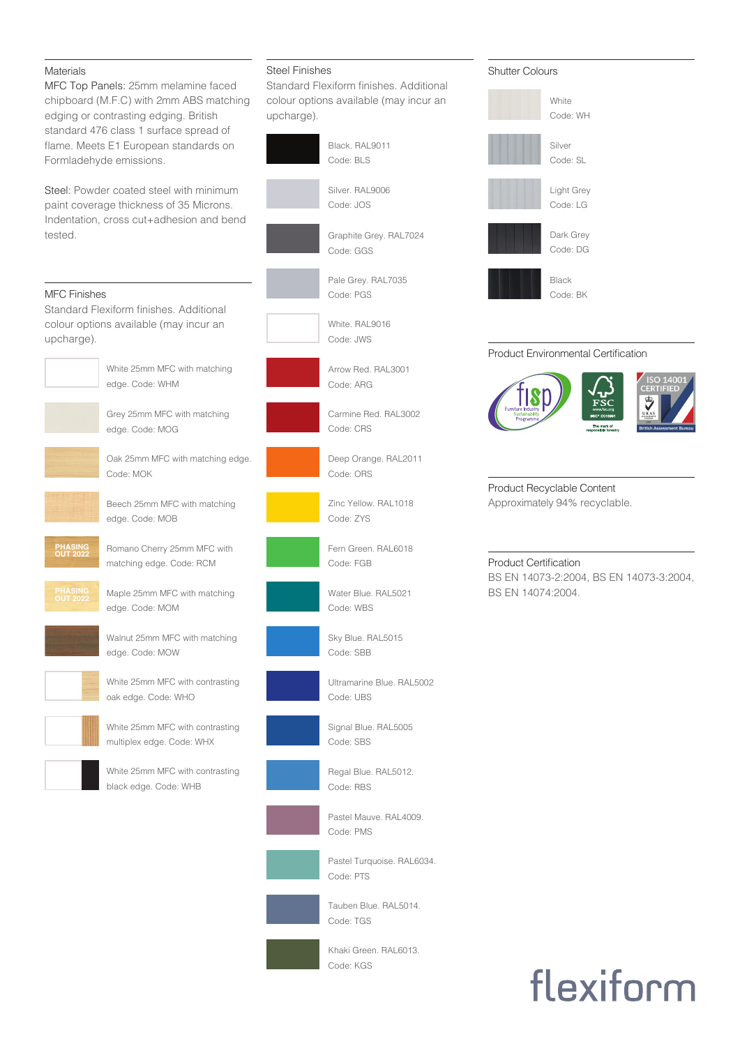## Materials

MFC Top Panels: 25mm melamine faced chipboard (M.F.C) with 2mm ABS matching edging or contrasting edging. British standard 476 class 1 surface spread of flame. Meets E1 European standards on Formladehyde emissions.

Steel: Powder coated steel with minimum paint coverage thickness of 35 Microns. Indentation, cross cut+adhesion and bend tested.

## MFC Finishes

Standard Flexiform finishes. Additional colour options available (may incur an upcharge).

- White 25mm MFC with matching edge. Code: WHM
- Grey 25mm MFC with matching edge. Code: MOG
- Oak 25mm MFC with matching edge. Code: MOK
- Beech 25mm MFC with matching edge. Code: MOB
- PHASING OUT 2022 — Romano Cherry 25mm MFC with matching edge. Code: RCM
- PHASING OUT 2022 — Maple 25mm MFC with matching edge. Code: MOM
- Walnut 25mm MFC with matching edge. Code: MOW
- White 25mm MFC with contrasting oak edge. Code: WHO
- White 25mm MFC with contrasting multiplex edge. Code: WHX
- White 25mm MFC with contrasting black edge. Code: WHB

## Steel Finishes

Standard Flexiform finishes. Additional colour options available (may incur an upcharge).

- Black. RAL9011 Code: BLS
- Silver. RAL9006 Code: JOS
- Graphite Grey. RAL7024 Code: GGS
- Pale Grey. RAL7035 Code: PGS
- White. RAL9016 Code: JWS
- Arrow Red. RAL3001 Code: ARG
- Carmine Red. RAL3002 Code: CRS
- Deep Orange. RAL2011 Code: ORS
- Zinc Yellow. RAL1018 Code: ZYS
- Fern Green. RAL6018 Code: FGB
- Water Blue. RAL5021 Code: WBS
- Sky Blue. RAL5015 Code: SBB
- Ultramarine Blue. RAL5002 Code: UBS
- Signal Blue. RAL5005 Code: SBS
- Regal Blue. RAL5012. Code: RBS
- Pastel Mauve. RAL4009. Code: PMS
- Pastel Turquoise. RAL6034. Code: PTS
- Tauben Blue. RAL5014. Code: TGS
- Khaki Green. RAL6013. Code: KGS

## Shutter Colours

- White Code: WH
- Silver Code: SL
- Light Grey Code: LG
- Dark Grey Code: DG
- Black Code: BK

## Product Environmental Certification

fisp Furniture Industry Sustainability Programme
FSC www.fsc.org FSC® C016691 The mark of responsible forestry
ISO 14001 CERTIFIED UKAS British Assessment Bureau

## Product Recyclable Content

Approximately 94% recyclable.

## Product Certification

BS EN 14073-2:2004, BS EN 14073-3:2004, BS EN 14074:2004.

flexiform